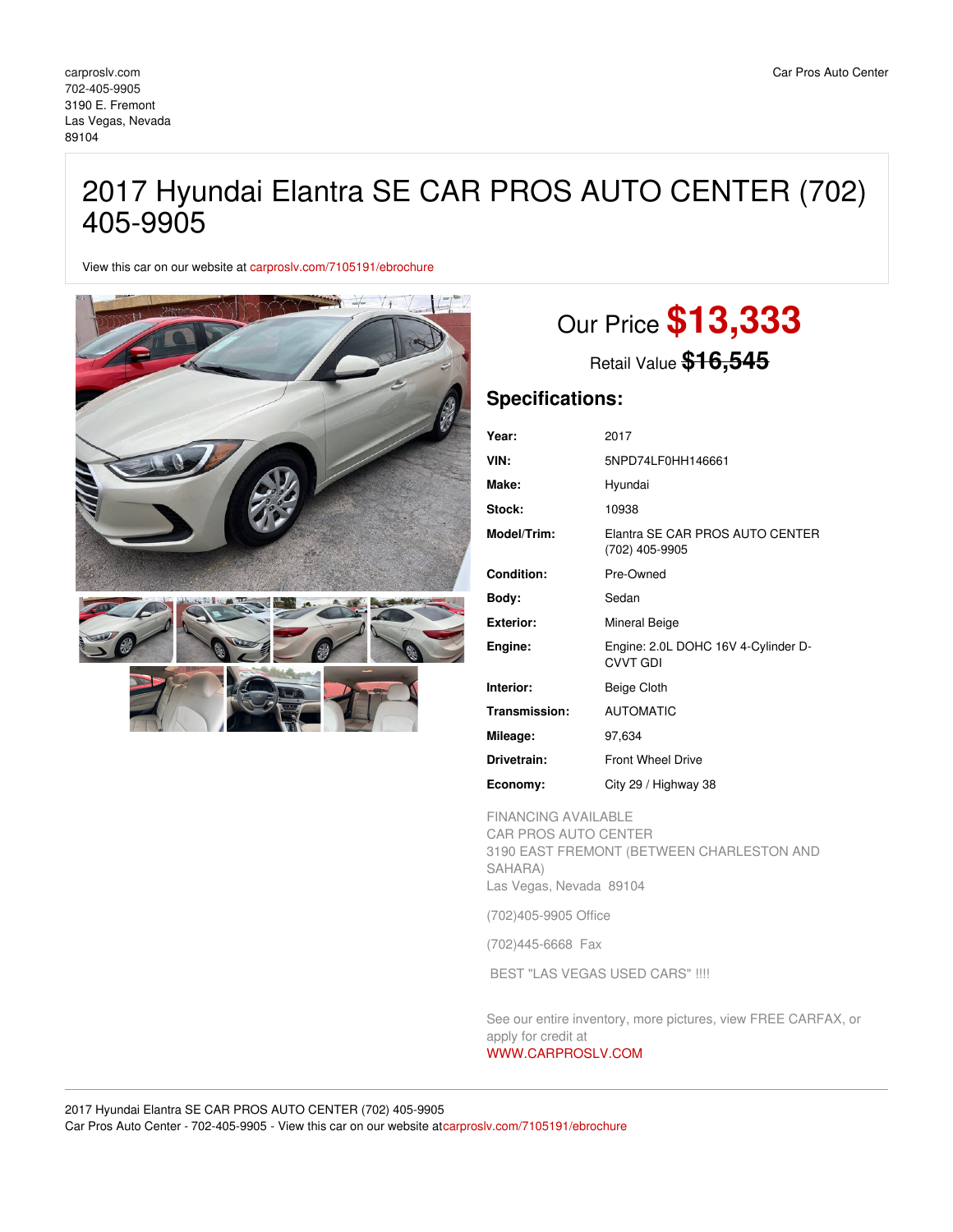carproslv.com
702-405-9905
3190 E. Fremont
Las Vegas, Nevada
89104

Car Pros Auto Center

# 2017 Hyundai Elantra SE CAR PROS AUTO CENTER (702) 405-9905

View this car on our website at carproslv.com/7105191/ebrochure

## Our Price **$13,333**

Retail Value ~~$16,545~~

### Specifications:

| | |
|---|---|
| **Year:** | 2017 |
| **VIN:** | 5NPD74LF0HH146661 |
| **Make:** | Hyundai |
| **Stock:** | 10938 |
| **Model/Trim:** | Elantra SE CAR PROS AUTO CENTER (702) 405-9905 |
| **Condition:** | Pre-Owned |
| **Body:** | Sedan |
| **Exterior:** | Mineral Beige |
| **Engine:** | Engine: 2.0L DOHC 16V 4-Cylinder D-CVVT GDI |
| **Interior:** | Beige Cloth |
| **Transmission:** | AUTOMATIC |
| **Mileage:** | 97,634 |
| **Drivetrain:** | Front Wheel Drive |
| **Economy:** | City 29 / Highway 38 |

FINANCING AVAILABLE
CAR PROS AUTO CENTER
3190 EAST FREMONT (BETWEEN CHARLESTON AND SAHARA)
Las Vegas, Nevada 89104

(702)405-9905 Office

(702)445-6668 Fax

BEST "LAS VEGAS USED CARS" !!!!

See our entire inventory, more pictures, view FREE CARFAX, or apply for credit at
WWW.CARPROSLV.COM

2017 Hyundai Elantra SE CAR PROS AUTO CENTER (702) 405-9905
Car Pros Auto Center - 702-405-9905 - View this car on our website atcarproslv.com/7105191/ebrochure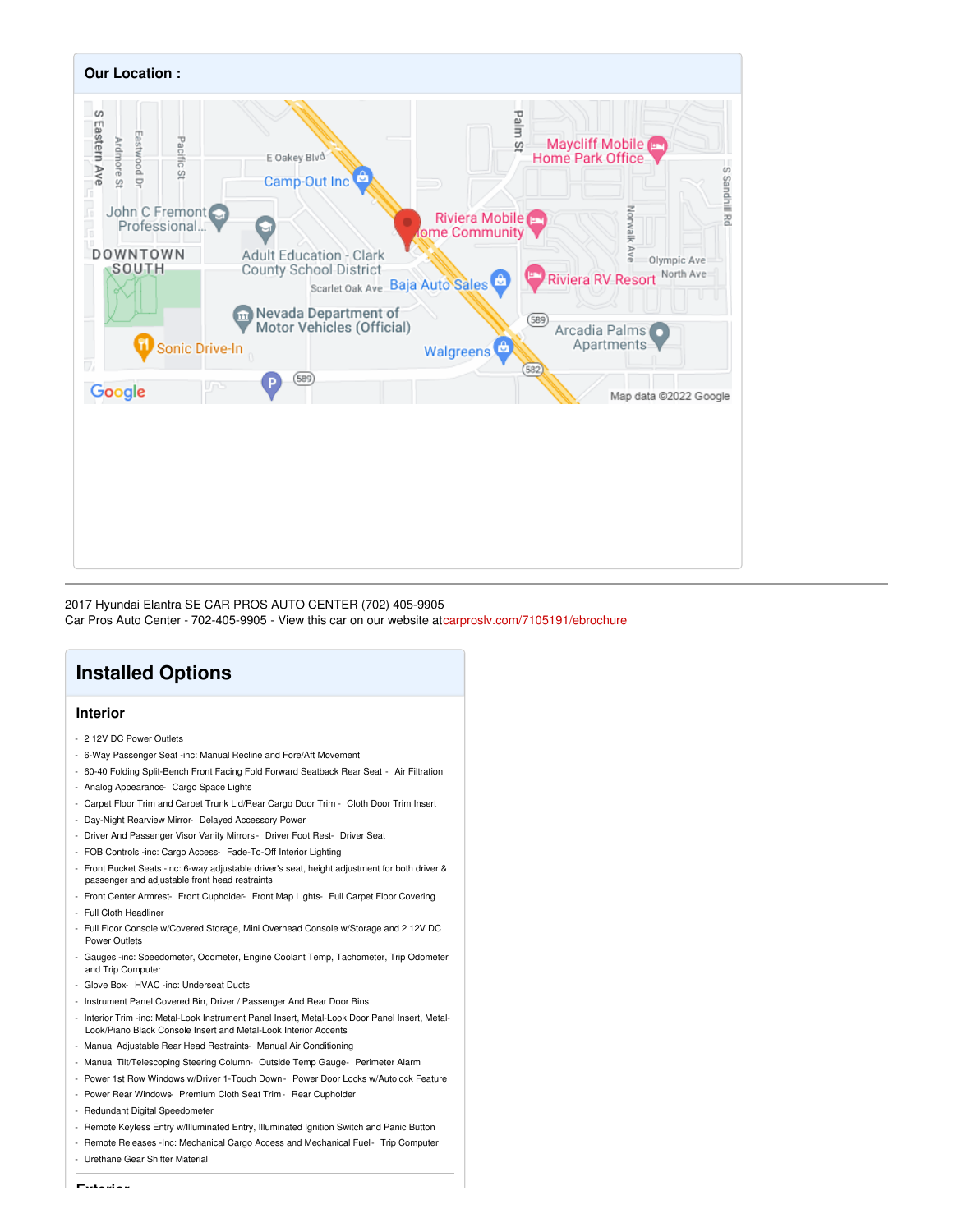## Our Location :

2017 Hyundai Elantra SE CAR PROS AUTO CENTER (702) 405-9905
Car Pros Auto Center - 702-405-9905 - View this car on our website at carproslv.com/7105191/ebrochure

# Installed Options

## Interior

- 2 12V DC Power Outlets
- 6-Way Passenger Seat -inc: Manual Recline and Fore/Aft Movement
- 60-40 Folding Split-Bench Front Facing Fold Forward Seatback Rear Seat - Air Filtration
- Analog Appearance- Cargo Space Lights
- Carpet Floor Trim and Carpet Trunk Lid/Rear Cargo Door Trim - Cloth Door Trim Insert
- Day-Night Rearview Mirror- Delayed Accessory Power
- Driver And Passenger Visor Vanity Mirrors - Driver Foot Rest- Driver Seat
- FOB Controls -inc: Cargo Access- Fade-To-Off Interior Lighting
- Front Bucket Seats -inc: 6-way adjustable driver's seat, height adjustment for both driver & passenger and adjustable front head restraints
- Front Center Armrest- Front Cupholder- Front Map Lights- Full Carpet Floor Covering
- Full Cloth Headliner
- Full Floor Console w/Covered Storage, Mini Overhead Console w/Storage and 2 12V DC Power Outlets
- Gauges -inc: Speedometer, Odometer, Engine Coolant Temp, Tachometer, Trip Odometer and Trip Computer
- Glove Box- HVAC -inc: Underseat Ducts
- Instrument Panel Covered Bin, Driver / Passenger And Rear Door Bins
- Interior Trim -inc: Metal-Look Instrument Panel Insert, Metal-Look Door Panel Insert, Metal-Look/Piano Black Console Insert and Metal-Look Interior Accents
- Manual Adjustable Rear Head Restraints- Manual Air Conditioning
- Manual Tilt/Telescoping Steering Column- Outside Temp Gauge- Perimeter Alarm
- Power 1st Row Windows w/Driver 1-Touch Down - Power Door Locks w/Autolock Feature
- Power Rear Windows- Premium Cloth Seat Trim - Rear Cupholder
- Redundant Digital Speedometer
- Remote Keyless Entry w/Illuminated Entry, Illuminated Ignition Switch and Panic Button
- Remote Releases -Inc: Mechanical Cargo Access and Mechanical Fuel - Trip Computer
- Urethane Gear Shifter Material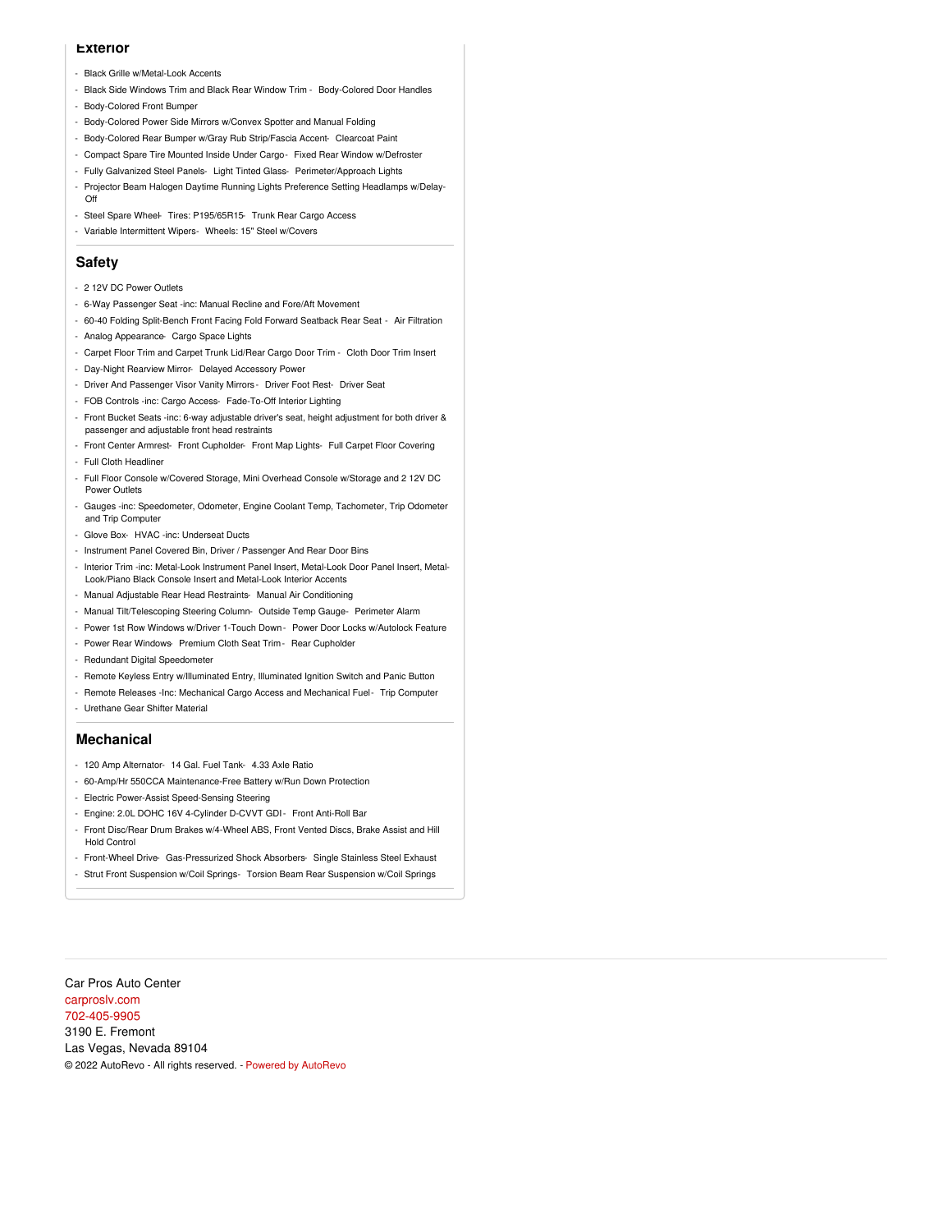## Exterior

- Black Grille w/Metal-Look Accents
- Black Side Windows Trim and Black Rear Window Trim - Body-Colored Door Handles
- Body-Colored Front Bumper
- Body-Colored Power Side Mirrors w/Convex Spotter and Manual Folding
- Body-Colored Rear Bumper w/Gray Rub Strip/Fascia Accent- Clearcoat Paint
- Compact Spare Tire Mounted Inside Under Cargo- Fixed Rear Window w/Defroster
- Fully Galvanized Steel Panels- Light Tinted Glass- Perimeter/Approach Lights
- Projector Beam Halogen Daytime Running Lights Preference Setting Headlamps w/Delay-Off
- Steel Spare Wheel- Tires: P195/65R15- Trunk Rear Cargo Access
- Variable Intermittent Wipers- Wheels: 15" Steel w/Covers

## Safety

- 2 12V DC Power Outlets
- 6-Way Passenger Seat -inc: Manual Recline and Fore/Aft Movement
- 60-40 Folding Split-Bench Front Facing Fold Forward Seatback Rear Seat - Air Filtration
- Analog Appearance- Cargo Space Lights
- Carpet Floor Trim and Carpet Trunk Lid/Rear Cargo Door Trim - Cloth Door Trim Insert
- Day-Night Rearview Mirror- Delayed Accessory Power
- Driver And Passenger Visor Vanity Mirrors - Driver Foot Rest- Driver Seat
- FOB Controls -inc: Cargo Access- Fade-To-Off Interior Lighting
- Front Bucket Seats -inc: 6-way adjustable driver's seat, height adjustment for both driver & passenger and adjustable front head restraints
- Front Center Armrest- Front Cupholder- Front Map Lights- Full Carpet Floor Covering
- Full Cloth Headliner
- Full Floor Console w/Covered Storage, Mini Overhead Console w/Storage and 2 12V DC Power Outlets
- Gauges -inc: Speedometer, Odometer, Engine Coolant Temp, Tachometer, Trip Odometer and Trip Computer
- Glove Box- HVAC -inc: Underseat Ducts
- Instrument Panel Covered Bin, Driver / Passenger And Rear Door Bins
- Interior Trim -inc: Metal-Look Instrument Panel Insert, Metal-Look Door Panel Insert, Metal-Look/Piano Black Console Insert and Metal-Look Interior Accents
- Manual Adjustable Rear Head Restraints- Manual Air Conditioning
- Manual Tilt/Telescoping Steering Column- Outside Temp Gauge- Perimeter Alarm
- Power 1st Row Windows w/Driver 1-Touch Down - Power Door Locks w/Autolock Feature
- Power Rear Windows- Premium Cloth Seat Trim - Rear Cupholder
- Redundant Digital Speedometer
- Remote Keyless Entry w/Illuminated Entry, Illuminated Ignition Switch and Panic Button
- Remote Releases -Inc: Mechanical Cargo Access and Mechanical Fuel - Trip Computer
- Urethane Gear Shifter Material

## Mechanical

- 120 Amp Alternator- 14 Gal. Fuel Tank- 4.33 Axle Ratio
- 60-Amp/Hr 550CCA Maintenance-Free Battery w/Run Down Protection
- Electric Power-Assist Speed-Sensing Steering
- Engine: 2.0L DOHC 16V 4-Cylinder D-CVVT GDI - Front Anti-Roll Bar
- Front Disc/Rear Drum Brakes w/4-Wheel ABS, Front Vented Discs, Brake Assist and Hill Hold Control
- Front-Wheel Drive- Gas-Pressurized Shock Absorbers- Single Stainless Steel Exhaust
- Strut Front Suspension w/Coil Springs- Torsion Beam Rear Suspension w/Coil Springs

---

Car Pros Auto Center
carproslv.com
702-405-9905
3190 E. Fremont
Las Vegas, Nevada 89104
© 2022 AutoRevo - All rights reserved. - Powered by AutoRevo